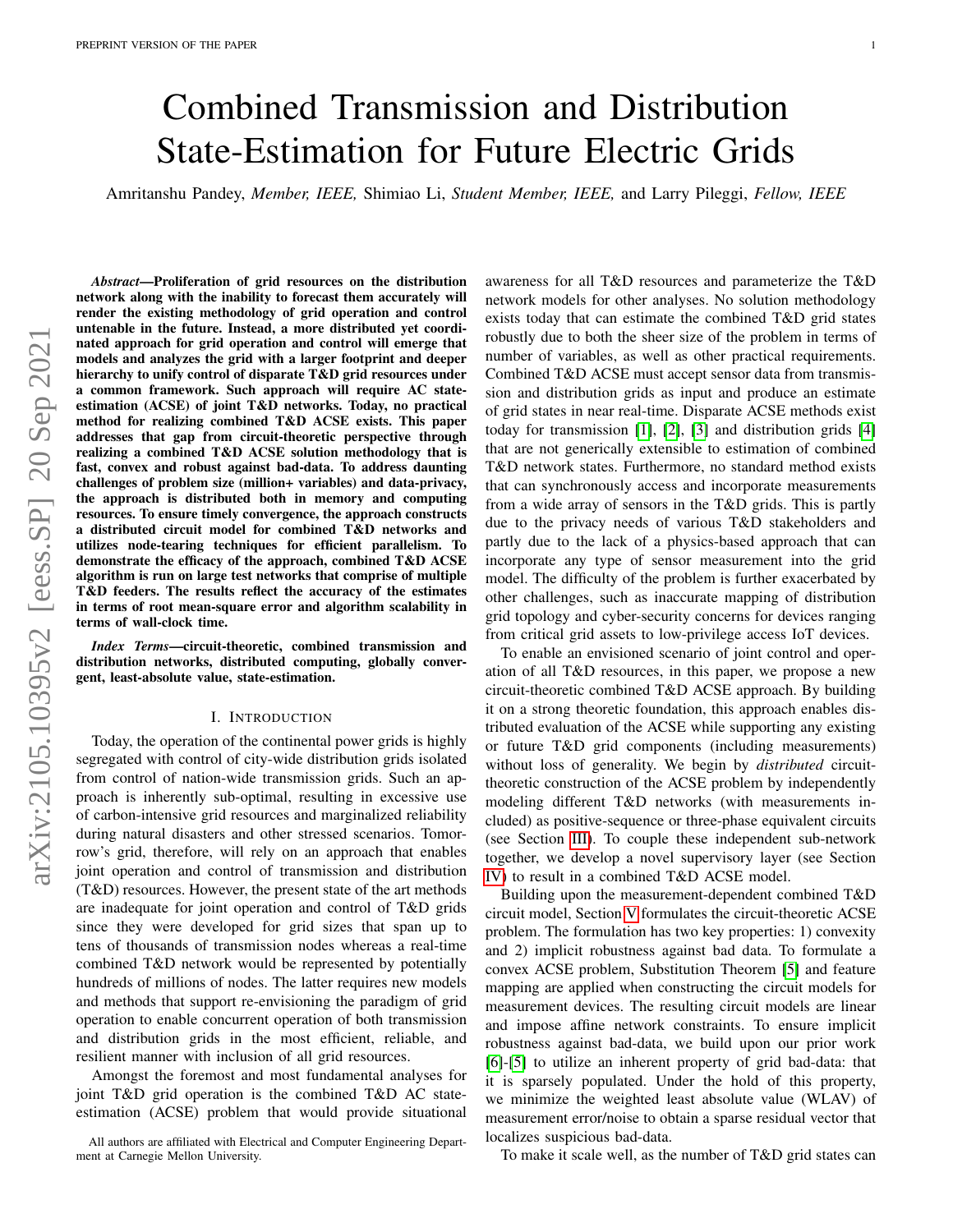# Combined Transmission and Distribution State-Estimation for Future Electric Grids

Amritanshu Pandey, *Member, IEEE,* Shimiao Li, *Student Member, IEEE,* and Larry Pileggi, *Fellow, IEEE*

***Abstract*—Proliferation of grid resources on the distribution network along with the inability to forecast them accurately will render the existing methodology of grid operation and control untenable in the future. Instead, a more distributed yet coordinated approach for grid operation and control will emerge that models and analyzes the grid with a larger footprint and deeper hierarchy to unify control of disparate T&D grid resources under a common framework. Such approach will require AC state-estimation (ACSE) of joint T&D networks. Today, no practical method for realizing combined T&D ACSE exists. This paper addresses that gap from circuit-theoretic perspective through realizing a combined T&D ACSE solution methodology that is fast, convex and robust against bad-data. To address daunting challenges of problem size (million+ variables) and data-privacy, the approach is distributed both in memory and computing resources. To ensure timely convergence, the approach constructs a distributed circuit model for combined T&D networks and utilizes node-tearing techniques for efficient parallelism. To demonstrate the efficacy of the approach, combined T&D ACSE algorithm is run on large test networks that comprise of multiple T&D feeders. The results reflect the accuracy of the estimates in terms of root mean-square error and algorithm scalability in terms of wall-clock time.**

***Index Terms*—circuit-theoretic, combined transmission and distribution networks, distributed computing, globally convergent, least-absolute value, state-estimation.**

## I. Introduction

Today, the operation of the continental power grids is highly segregated with control of city-wide distribution grids isolated from control of nation-wide transmission grids. Such an approach is inherently sub-optimal, resulting in excessive use of carbon-intensive grid resources and marginalized reliability during natural disasters and other stressed scenarios. Tomorrow's grid, therefore, will rely on an approach that enables joint operation and control of transmission and distribution (T&D) resources. However, the present state of the art methods are inadequate for joint operation and control of T&D grids since they were developed for grid sizes that span up to tens of thousands of transmission nodes whereas a real-time combined T&D network would be represented by potentially hundreds of millions of nodes. The latter requires new models and methods that support re-envisioning the paradigm of grid operation to enable concurrent operation of both transmission and distribution grids in the most efficient, reliable, and resilient manner with inclusion of all grid resources.

Amongst the foremost and most fundamental analyses for joint T&D grid operation is the combined T&D AC state-estimation (ACSE) problem that would provide situational awareness for all T&D resources and parameterize the T&D network models for other analyses. No solution methodology exists today that can estimate the combined T&D grid states robustly due to both the sheer size of the problem in terms of number of variables, as well as other practical requirements. Combined T&D ACSE must accept sensor data from transmission and distribution grids as input and produce an estimate of grid states in near real-time. Disparate ACSE methods exist today for transmission [1], [2], [3] and distribution grids [4] that are not generically extensible to estimation of combined T&D network states. Furthermore, no standard method exists that can synchronously access and incorporate measurements from a wide array of sensors in the T&D grids. This is partly due to the privacy needs of various T&D stakeholders and partly due to the lack of a physics-based approach that can incorporate any type of sensor measurement into the grid model. The difficulty of the problem is further exacerbated by other challenges, such as inaccurate mapping of distribution grid topology and cyber-security concerns for devices ranging from critical grid assets to low-privilege access IoT devices.

To enable an envisioned scenario of joint control and operation of all T&D resources, in this paper, we propose a new circuit-theoretic combined T&D ACSE approach. By building it on a strong theoretic foundation, this approach enables distributed evaluation of the ACSE while supporting any existing or future T&D grid components (including measurements) without loss of generality. We begin by *distributed* circuit-theoretic construction of the ACSE problem by independently modeling different T&D networks (with measurements included) as positive-sequence or three-phase equivalent circuits (see Section III). To couple these independent sub-network together, we develop a novel supervisory layer (see Section IV) to result in a combined T&D ACSE model.

Building upon the measurement-dependent combined T&D circuit model, Section V formulates the circuit-theoretic ACSE problem. The formulation has two key properties: 1) convexity and 2) implicit robustness against bad data. To formulate a convex ACSE problem, Substitution Theorem [5] and feature mapping are applied when constructing the circuit models for measurement devices. The resulting circuit models are linear and impose affine network constraints. To ensure implicit robustness against bad-data, we build upon our prior work [6]-[5] to utilize an inherent property of grid bad-data: that it is sparsely populated. Under the hold of this property, we minimize the weighted least absolute value (WLAV) of measurement error/noise to obtain a sparse residual vector that localizes suspicious bad-data.

To make it scale well, as the number of T&D grid states can

All authors are affiliated with Electrical and Computer Engineering Department at Carnegie Mellon University.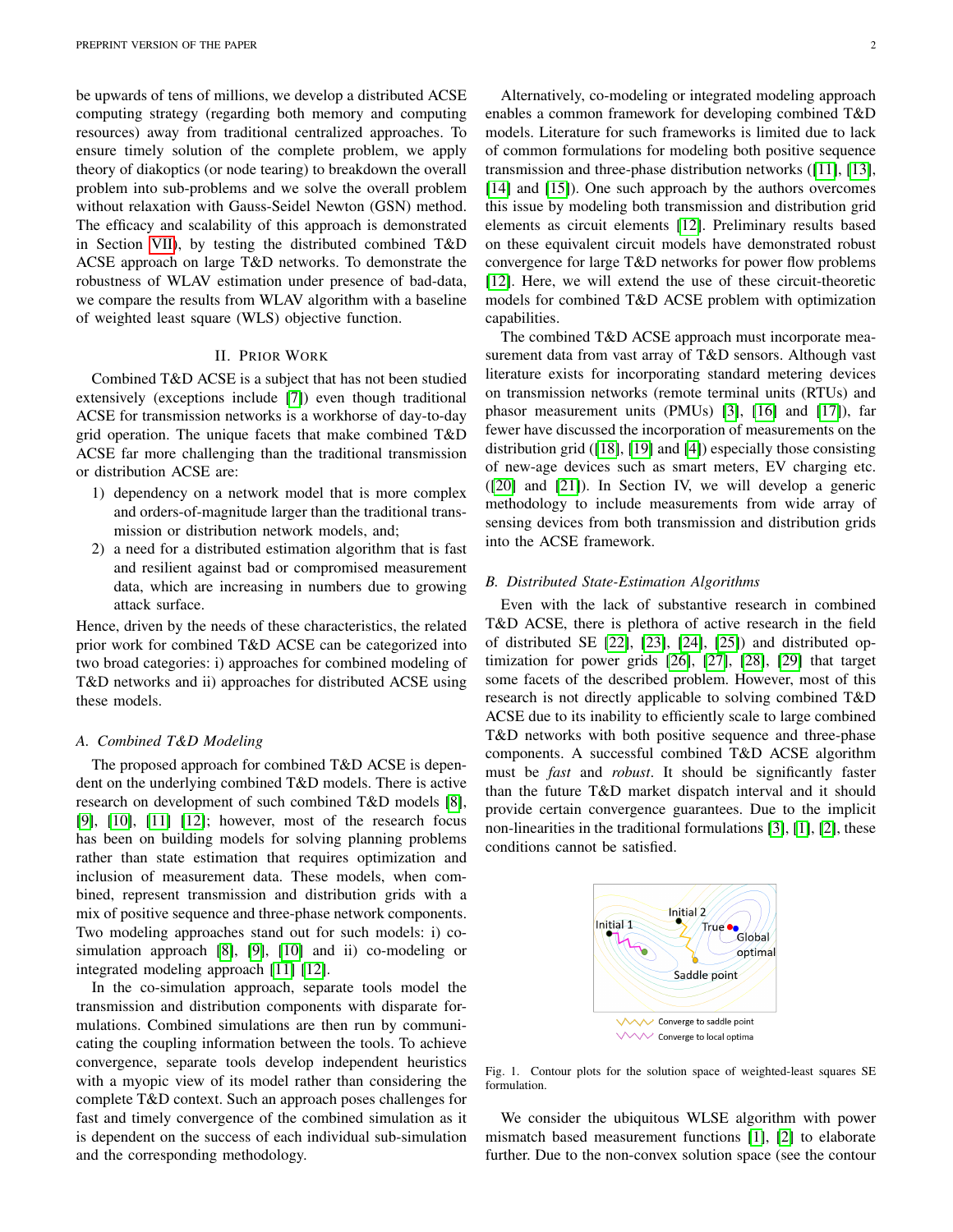be upwards of tens of millions, we develop a distributed ACSE computing strategy (regarding both memory and computing resources) away from traditional centralized approaches. To ensure timely solution of the complete problem, we apply theory of diakoptics (or node tearing) to breakdown the overall problem into sub-problems and we solve the overall problem without relaxation with Gauss-Seidel Newton (GSN) method. The efficacy and scalability of this approach is demonstrated in Section VII, by testing the distributed combined T&D ACSE approach on large T&D networks. To demonstrate the robustness of WLAV estimation under presence of bad-data, we compare the results from WLAV algorithm with a baseline of weighted least square (WLS) objective function.

## II. Prior Work

Combined T&D ACSE is a subject that has not been studied extensively (exceptions include [7]) even though traditional ACSE for transmission networks is a workhorse of day-to-day grid operation. The unique facets that make combined T&D ACSE far more challenging than the traditional transmission or distribution ACSE are:

1) dependency on a network model that is more complex and orders-of-magnitude larger than the traditional transmission or distribution network models, and;
2) a need for a distributed estimation algorithm that is fast and resilient against bad or compromised measurement data, which are increasing in numbers due to growing attack surface.

Hence, driven by the needs of these characteristics, the related prior work for combined T&D ACSE can be categorized into two broad categories: i) approaches for combined modeling of T&D networks and ii) approaches for distributed ACSE using these models.

### A. Combined T&D Modeling

The proposed approach for combined T&D ACSE is dependent on the underlying combined T&D models. There is active research on development of such combined T&D models [8], [9], [10], [11] [12]; however, most of the research focus has been on building models for solving planning problems rather than state estimation that requires optimization and inclusion of measurement data. These models, when combined, represent transmission and distribution grids with a mix of positive sequence and three-phase network components. Two modeling approaches stand out for such models: i) co-simulation approach [8], [9], [10] and ii) co-modeling or integrated modeling approach [11] [12].

In the co-simulation approach, separate tools model the transmission and distribution components with disparate formulations. Combined simulations are then run by communicating the coupling information between the tools. To achieve convergence, separate tools develop independent heuristics with a myopic view of its model rather than considering the complete T&D context. Such an approach poses challenges for fast and timely convergence of the combined simulation as it is dependent on the success of each individual sub-simulation and the corresponding methodology.

Alternatively, co-modeling or integrated modeling approach enables a common framework for developing combined T&D models. Literature for such frameworks is limited due to lack of common formulations for modeling both positive sequence transmission and three-phase distribution networks ([11], [13], [14] and [15]). One such approach by the authors overcomes this issue by modeling both transmission and distribution grid elements as circuit elements [12]. Preliminary results based on these equivalent circuit models have demonstrated robust convergence for large T&D networks for power flow problems [12]. Here, we will extend the use of these circuit-theoretic models for combined T&D ACSE problem with optimization capabilities.

The combined T&D ACSE approach must incorporate measurement data from vast array of T&D sensors. Although vast literature exists for incorporating standard metering devices on transmission networks (remote terminal units (RTUs) and phasor measurement units (PMUs) [3], [16] and [17]), far fewer have discussed the incorporation of measurements on the distribution grid ([18], [19] and [4]) especially those consisting of new-age devices such as smart meters, EV charging etc. ([20] and [21]). In Section IV, we will develop a generic methodology to include measurements from wide array of sensing devices from both transmission and distribution grids into the ACSE framework.

### B. Distributed State-Estimation Algorithms

Even with the lack of substantive research in combined T&D ACSE, there is plethora of active research in the field of distributed SE [22], [23], [24], [25]) and distributed optimization for power grids [26], [27], [28], [29] that target some facets of the described problem. However, most of this research is not directly applicable to solving combined T&D ACSE due to its inability to efficiently scale to large combined T&D networks with both positive sequence and three-phase components. A successful combined T&D ACSE algorithm must be *fast* and *robust*. It should be significantly faster than the future T&D market dispatch interval and it should provide certain convergence guarantees. Due to the implicit non-linearities in the traditional formulations [3], [1], [2], these conditions cannot be satisfied.

Fig. 1. Contour plots for the solution space of weighted-least squares SE formulation.

We consider the ubiquitous WLSE algorithm with power mismatch based measurement functions [1], [2] to elaborate further. Due to the non-convex solution space (see the contour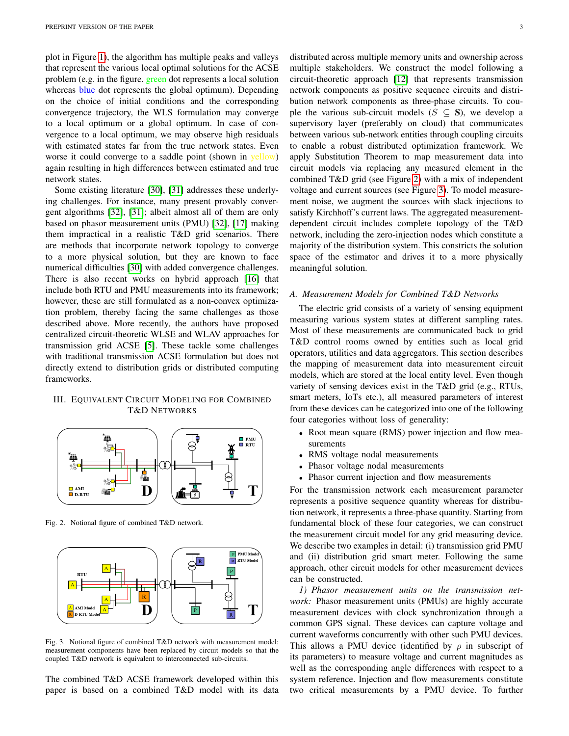plot in Figure 1), the algorithm has multiple peaks and valleys that represent the various local optimal solutions for the ACSE problem (e.g. in the figure. green dot represents a local solution whereas blue dot represents the global optimum). Depending on the choice of initial conditions and the corresponding convergence trajectory, the WLS formulation may converge to a local optimum or a global optimum. In case of convergence to a local optimum, we may observe high residuals with estimated states far from the true network states. Even worse it could converge to a saddle point (shown in yellow) again resulting in high differences between estimated and true network states.

Some existing literature [30], [31] addresses these underlying challenges. For instance, many present provably convergent algorithms [32], [31]; albeit almost all of them are only based on phasor measurement units (PMU) [32], [17] making them impractical in a realistic T&D grid scenarios. There are methods that incorporate network topology to converge to a more physical solution, but they are known to face numerical difficulties [30] with added convergence challenges. There is also recent work on hybrid approach [16] that include both RTU and PMU measurements into its framework; however, these are still formulated as a non-convex optimization problem, thereby facing the same challenges as those described above. More recently, the authors have proposed centralized circuit-theoretic WLSE and WLAV approaches for transmission grid ACSE [5]. These tackle some challenges with traditional transmission ACSE formulation but does not directly extend to distribution grids or distributed computing frameworks.

## III. Equivalent Circuit Modeling for Combined T&D Networks

Fig. 2. Notional figure of combined T&D network.

Fig. 3. Notional figure of combined T&D network with measurement model: measurement components have been replaced by circuit models so that the coupled T&D network is equivalent to interconnected sub-circuits.

The combined T&D ACSE framework developed within this paper is based on a combined T&D model with its data distributed across multiple memory units and ownership across multiple stakeholders. We construct the model following a circuit-theoretic approach [12] that represents transmission network components as positive sequence circuits and distribution network components as three-phase circuits. To couple the various sub-circuit models ($S \subseteq \mathbf{S}$), we develop a supervisory layer (preferably on cloud) that communicates between various sub-network entities through coupling circuits to enable a robust distributed optimization framework. We apply Substitution Theorem to map measurement data into circuit models via replacing any measured element in the combined T&D grid (see Figure 2) with a mix of independent voltage and current sources (see Figure 3). To model measurement noise, we augment the sources with slack injections to satisfy Kirchhoff's current laws. The aggregated measurement-dependent circuit includes complete topology of the T&D network, including the zero-injection nodes which constitute a majority of the distribution system. This constricts the solution space of the estimator and drives it to a more physically meaningful solution.

### A. Measurement Models for Combined T&D Networks

The electric grid consists of a variety of sensing equipment measuring various system states at different sampling rates. Most of these measurements are communicated back to grid T&D control rooms owned by entities such as local grid operators, utilities and data aggregators. This section describes the mapping of measurement data into measurement circuit models, which are stored at the local entity level. Even though variety of sensing devices exist in the T&D grid (e.g., RTUs, smart meters, IoTs etc.), all measured parameters of interest from these devices can be categorized into one of the following four categories without loss of generality:

- Root mean square (RMS) power injection and flow measurements
- RMS voltage nodal measurements
- Phasor voltage nodal measurements
- Phasor current injection and flow measurements

For the transmission network each measurement parameter represents a positive sequence quantity whereas for distribution network, it represents a three-phase quantity. Starting from fundamental block of these four categories, we can construct the measurement circuit model for any grid measuring device. We describe two examples in detail: (i) transmission grid PMU and (ii) distribution grid smart meter. Following the same approach, other circuit models for other measurement devices can be constructed.

*1) Phasor measurement units on the transmission network:* Phasor measurement units (PMUs) are highly accurate measurement devices with clock synchronization through a common GPS signal. These devices can capture voltage and current waveforms concurrently with other such PMU devices. This allows a PMU device (identified by $\rho$ in subscript of its parameters) to measure voltage and current magnitudes as well as the corresponding angle differences with respect to a system reference. Injection and flow measurements constitute two critical measurements by a PMU device. To further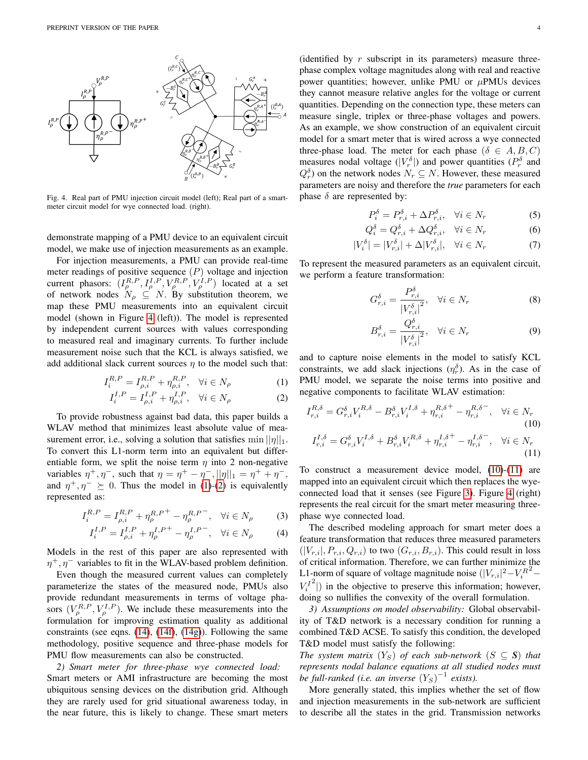Fig. 4. Real part of PMU injection circuit model (left); Real part of a smart-meter circuit model for wye connected load. (right).

demonstrate mapping of a PMU device to an equivalent circuit model, we make use of injection measurements as an example.

For injection measurements, a PMU can provide real-time meter readings of positive sequence $(P)$ voltage and injection current phasors: $(I_\rho^{R,P}, I_\rho^{I,P}, V_\rho^{R,P}, V_\rho^{I,P})$ located at a set of network nodes $N_\rho \subseteq N$. By substitution theorem, we map these PMU measurements into an equivalent circuit model (shown in Figure 4 (left)). The model is represented by independent current sources with values corresponding to measured real and imaginary currents. To further include measurement noise such that the KCL is always satisfied, we add additional slack current sources $\eta$ to the model such that:

$$I_i^{R,P} = I_{\rho,i}^{R,P} + \eta_{\rho,i}^{R,P}, \quad \forall i \in N_\rho \tag{1}$$

$$I_i^{I,P} = I_{\rho,i}^{I,P} + \eta_{\rho,i}^{I,P}, \quad \forall i \in N_\rho \tag{2}$$

To provide robustness against bad data, this paper builds a WLAV method that minimizes least absolute value of measurement error, i.e., solving a solution that satisfies $\min ||\eta||_1$. To convert this L1-norm term into an equivalent but differentiable form, we split the noise term $\eta$ into 2 non-negative variables $\eta^+, \eta^-$, such that $\eta = \eta^+ - \eta^-, ||\eta||_1 = \eta^+ + \eta^-$, and $\eta^+, \eta^- \succeq 0$. Thus the model in (1)-(2) is equivalently represented as:

$$I_i^{R,P} = I_{\rho,i}^{R,P} + \eta_\rho^{R,P^+} - \eta_\rho^{R,P^-}, \quad \forall i \in N_\rho \tag{3}$$

$$I_i^{I,P} = I_{\rho,i}^{I,P} + \eta_\rho^{I,P^+} - \eta_\rho^{I,P^-}, \quad \forall i \in N_\rho \tag{4}$$

Models in the rest of this paper are also represented with $\eta^+, \eta^-$ variables to fit in the WLAV-based problem definition.

Even though the measured current values can completely parameterize the states of the measured node, PMUs also provide redundant measurements in terms of voltage phasors $(V_\rho^{R,P}, V_\rho^{I,P})$. We include these measurements into the formulation for improving estimation quality as additional constraints (see eqns. (14), (14f), (14g)). Following the same methodology, positive sequence and three-phase models for PMU flow measurements can also be constructed.

*2) Smart meter for three-phase wye connected load:* Smart meters or AMI infrastructure are becoming the most ubiquitous sensing devices on the distribution grid. Although they are rarely used for grid situational awareness today, in the near future, this is likely to change. These smart meters (identified by $r$ subscript in its parameters) measure three-phase complex voltage magnitudes along with real and reactive power quantities; however, unlike PMU or $\mu$PMUs devices they cannot measure relative angles for the voltage or current quantities. Depending on the connection type, these meters can measure single, triplex or three-phase voltages and powers. As an example, we show construction of an equivalent circuit model for a smart meter that is wired across a wye connected three-phase load. The meter for each phase ($\delta \in A, B, C$) measures nodal voltage ($|V_r^\delta|$) and power quantities ($P_r^\delta$ and $Q_r^\delta$) on the network nodes $N_r \subseteq N$. However, these measured parameters are noisy and therefore the *true* parameters for each phase $\delta$ are represented by:

$$P_i^\delta = P_{r,i}^\delta + \Delta P_{r,i}^\delta, \quad \forall i \in N_r \tag{5}$$

$$Q_i^\delta = Q_{r,i}^\delta + \Delta Q_{r,i}^\delta, \quad \forall i \in N_r \tag{6}$$

$$|V_i^\delta| = |V_{r,i}^\delta| + \Delta |V_{r,i}^\delta|, \quad \forall i \in N_r \tag{7}$$

To represent the measured parameters as an equivalent circuit, we perform a feature transformation:

$$G_{r,i}^\delta = \frac{P_{r,i}^\delta}{|V_{r,i}^\delta|^2}, \quad \forall i \in N_r \tag{8}$$

$$B_{r,i}^\delta = \frac{Q_{r,i}^\delta}{|V_{r,i}^\delta|^2}, \quad \forall i \in N_r \tag{9}$$

and to capture noise elements in the model to satisfy KCL constraints, we add slack injections ($\eta_r^\delta$). As in the case of PMU model, we separate the noise terms into positive and negative components to facilitate WLAV estimation:

$$I_{r,i}^{R,\delta} = G_{r,i}^\delta V_i^{R,\delta} - B_{r,i}^\delta V_i^{I,\delta} + \eta_{r,i}^{R,\delta^+} - \eta_{r,i}^{R,\delta^-}, \quad \forall i \in N_r \tag{10}$$

$$I_{r,i}^{I,\delta} = G_{r,i}^\delta V_i^{I,\delta} + B_{r,i}^\delta V_i^{R,\delta} + \eta_{r,i}^{I,\delta^+} - \eta_{r,i}^{I,\delta^-}, \quad \forall i \in N_r \tag{11}$$

To construct a measurement device model, (10)-(11) are mapped into an equivalent circuit which then replaces the wye-connected load that it senses (see Figure 3). Figure 4 (right) represents the real circuit for the smart meter measuring three-phase wye connected load.

The described modeling approach for smart meter does a feature transformation that reduces three measured parameters ($|V_{r,i}|, P_{r,i}, Q_{r,i}$) to two ($G_{r,i}, B_{r,i}$). This could result in loss of critical information. Therefore, we can further minimize the L1-norm of square of voltage magnitude noise ($|V_{r,i}|^2 - {V_i^R}^2 - {V_i^I}^2|$) in the objective to preserve this information; however, doing so nullifies the convexity of the overall formulation.

*3) Assumptions on model observability:* Global observability of T&D network is a necessary condition for running a combined T&D ACSE. To satisfy this condition, the developed T&D model must satisfy the following:

*The system matrix ($Y_S$) of each sub-network ($S \subseteq \boldsymbol{S}$) that represents nodal balance equations at all studied nodes must be full-ranked (i.e. an inverse $(Y_S)^{-1}$ exists).*

More generally stated, this implies whether the set of flow and injection measurements in the sub-network are sufficient to describe all the states in the grid. Transmission networks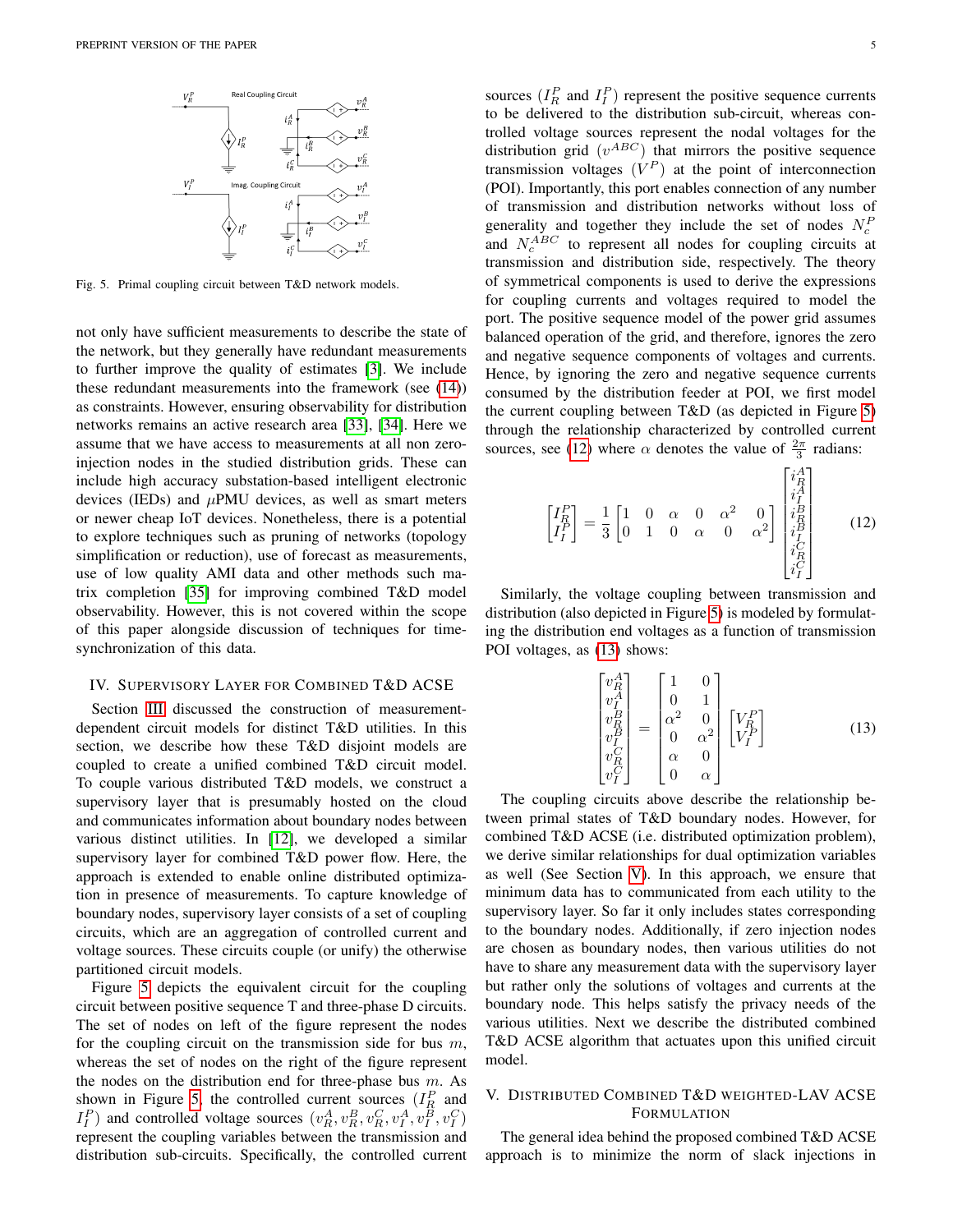Fig. 5. Primal coupling circuit between T&D network models.

not only have sufficient measurements to describe the state of the network, but they generally have redundant measurements to further improve the quality of estimates [3]. We include these redundant measurements into the framework (see (14)) as constraints. However, ensuring observability for distribution networks remains an active research area [33], [34]. Here we assume that we have access to measurements at all non zero-injection nodes in the studied distribution grids. These can include high accuracy substation-based intelligent electronic devices (IEDs) and $\mu$PMU devices, as well as smart meters or newer cheap IoT devices. Nonetheless, there is a potential to explore techniques such as pruning of networks (topology simplification or reduction), use of forecast as measurements, use of low quality AMI data and other methods such matrix completion [35] for improving combined T&D model observability. However, this is not covered within the scope of this paper alongside discussion of techniques for time-synchronization of this data.

## IV. Supervisory Layer for Combined T&D ACSE

Section III discussed the construction of measurement-dependent circuit models for distinct T&D utilities. In this section, we describe how these T&D disjoint models are coupled to create a unified combined T&D circuit model. To couple various distributed T&D models, we construct a supervisory layer that is presumably hosted on the cloud and communicates information about boundary nodes between various distinct utilities. In [12], we developed a similar supervisory layer for combined T&D power flow. Here, the approach is extended to enable online distributed optimization in presence of measurements. To capture knowledge of boundary nodes, supervisory layer consists of a set of coupling circuits, which are an aggregation of controlled current and voltage sources. These circuits couple (or unify) the otherwise partitioned circuit models.

Figure 5 depicts the equivalent circuit for the coupling circuit between positive sequence T and three-phase D circuits. The set of nodes on left of the figure represent the nodes for the coupling circuit on the transmission side for bus $m$, whereas the set of nodes on the right of the figure represent the nodes on the distribution end for three-phase bus $m$. As shown in Figure 5, the controlled current sources ($I_R^P$ and $I_I^P$) and controlled voltage sources ($v_R^A, v_R^B, v_R^C, v_I^A, v_I^B, v_I^C$) represent the coupling variables between the transmission and distribution sub-circuits. Specifically, the controlled current sources ($I_R^P$ and $I_I^P$) represent the positive sequence currents to be delivered to the distribution sub-circuit, whereas controlled voltage sources represent the nodal voltages for the distribution grid ($v^{ABC}$) that mirrors the positive sequence transmission voltages ($V^P$) at the point of interconnection (POI). Importantly, this port enables connection of any number of transmission and distribution networks without loss of generality and together they include the set of nodes $N_c^P$ and $N_c^{ABC}$ to represent all nodes for coupling circuits at transmission and distribution side, respectively. The theory of symmetrical components is used to derive the expressions for coupling currents and voltages required to model the port. The positive sequence model of the power grid assumes balanced operation of the grid, and therefore, ignores the zero and negative sequence components of voltages and currents. Hence, by ignoring the zero and negative sequence currents consumed by the distribution feeder at POI, we first model the current coupling between T&D (as depicted in Figure 5) through the relationship characterized by controlled current sources, see (12) where $\alpha$ denotes the value of $\frac{2\pi}{3}$ radians:

$$\begin{bmatrix} I_R^P \\ I_I^P \end{bmatrix} = \frac{1}{3} \begin{bmatrix} 1 & 0 & \alpha & 0 & \alpha^2 & 0 \\ 0 & 1 & 0 & \alpha & 0 & \alpha^2 \end{bmatrix} \begin{bmatrix} i_R^A \\ i_I^A \\ i_R^B \\ i_I^B \\ i_R^C \\ i_I^C \end{bmatrix} \tag{12}$$

Similarly, the voltage coupling between transmission and distribution (also depicted in Figure 5) is modeled by formulating the distribution end voltages as a function of transmission POI voltages, as (13) shows:

$$\begin{bmatrix} v_R^A \\ v_I^A \\ v_R^B \\ v_I^B \\ v_R^C \\ v_I^C \end{bmatrix} = \begin{bmatrix} 1 & 0 \\ 0 & 1 \\ \alpha^2 & 0 \\ 0 & \alpha^2 \\ \alpha & 0 \\ 0 & \alpha \end{bmatrix} \begin{bmatrix} V_R^P \\ V_I^P \end{bmatrix} \tag{13}$$

The coupling circuits above describe the relationship between primal states of T&D boundary nodes. However, for combined T&D ACSE (i.e. distributed optimization problem), we derive similar relationships for dual optimization variables as well (See Section V). In this approach, we ensure that minimum data has to communicated from each utility to the supervisory layer. So far it only includes states corresponding to the boundary nodes. Additionally, if zero injection nodes are chosen as boundary nodes, then various utilities do not have to share any measurement data with the supervisory layer but rather only the solutions of voltages and currents at the boundary node. This helps satisfy the privacy needs of the various utilities. Next we describe the distributed combined T&D ACSE algorithm that actuates upon this unified circuit model.

## V. Distributed Combined T&D weighted-LAV ACSE Formulation

The general idea behind the proposed combined T&D ACSE approach is to minimize the norm of slack injections in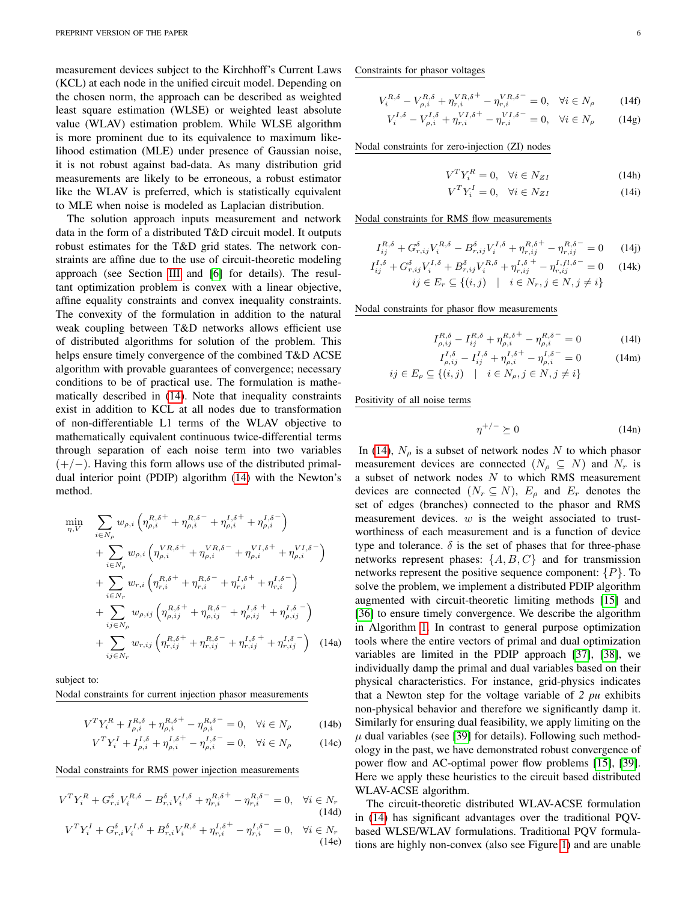measurement devices subject to the Kirchhoff's Current Laws (KCL) at each node in the unified circuit model. Depending on the chosen norm, the approach can be described as weighted least square estimation (WLSE) or weighted least absolute value (WLAV) estimation problem. While WLSE algorithm is more prominent due to its equivalence to maximum likelihood estimation (MLE) under presence of Gaussian noise, it is not robust against bad-data. As many distribution grid measurements are likely to be erroneous, a robust estimator like the WLAV is preferred, which is statistically equivalent to MLE when noise is modeled as Laplacian distribution.

The solution approach inputs measurement and network data in the form of a distributed T&D circuit model. It outputs robust estimates for the T&D grid states. The network constraints are affine due to the use of circuit-theoretic modeling approach (see Section III and [6] for details). The resultant optimization problem is convex with a linear objective, affine equality constraints and convex inequality constraints. The convexity of the formulation in addition to the natural weak coupling between T&D networks allows efficient use of distributed algorithms for solution of the problem. This helps ensure timely convergence of the combined T&D ACSE algorithm with provable guarantees of convergence; necessary conditions to be of practical use. The formulation is mathematically described in (14). Note that inequality constraints exist in addition to KCL at all nodes due to transformation of non-differentiable L1 terms of the WLAV objective to mathematically equivalent continuous twice-differential terms through separation of each noise term into two variables $(+/-)$. Having this form allows use of the distributed primal-dual interior point (PDIP) algorithm (14) with the Newton's method.

$$
\begin{aligned}
\min_{\eta, V} \quad & \sum_{i\in N_\rho} w_{\rho,i}\left(\eta_{\rho,i}^{R,\delta+}+\eta_{\rho,i}^{R,\delta-}+\eta_{\rho,i}^{I,\delta+}+\eta_{\rho,i}^{I,\delta-}\right) \\
&+\sum_{i\in N_\rho} w_{\rho,i}\left(\eta_{\rho,i}^{VR,\delta+}+\eta_{\rho,i}^{VR,\delta-}+\eta_{\rho,i}^{VI,\delta+}+\eta_{\rho,i}^{VI,\delta-}\right) \\
&+\sum_{i\in N_r} w_{r,i}\left(\eta_{r,i}^{R,\delta+}+\eta_{r,i}^{R,\delta-}+\eta_{r,i}^{I,\delta+}+\eta_{r,i}^{I,\delta-}\right) \\
&+\sum_{ij\in N_\rho} w_{\rho,ij}\left(\eta_{\rho,ij}^{R,\delta+}+\eta_{\rho,ij}^{R,\delta-}+\eta_{\rho,ij}^{I,\delta+}+\eta_{\rho,ij}^{I,\delta-}\right) \\
&+\sum_{ij\in N_r} w_{r,ij}\left(\eta_{r,ij}^{R,\delta+}+\eta_{r,ij}^{R,\delta-}+\eta_{r,ij}^{I,\delta+}+\eta_{r,ij}^{I,\delta-}\right) \quad (14a)
\end{aligned}
$$

subject to:

Nodal constraints for current injection phasor measurements

$$V^T Y_i^R + I_{\rho,i}^{R,\delta} + \eta_{\rho,i}^{R,\delta+} - \eta_{\rho,i}^{R,\delta-} = 0, \quad \forall i \in N_\rho \quad (14b)$$

$$V^T Y_i^I + I_{\rho,i}^{I,\delta} + \eta_{\rho,i}^{I,\delta+} - \eta_{\rho,i}^{I,\delta-} = 0, \quad \forall i \in N_\rho \quad (14c)$$

Nodal constraints for RMS power injection measurements

$$V^T Y_i^R + G_{r,i}^{\delta} V_i^{R,\delta} - B_{r,i}^{\delta} V_i^{I,\delta} + \eta_{r,i}^{R,\delta+} - \eta_{r,i}^{R,\delta-} = 0, \quad \forall i \in N_r \quad (14d)$$

$$V^T Y_i^I + G_{r,i}^{\delta} V_i^{I,\delta} + B_{r,i}^{\delta} V_i^{R,\delta} + \eta_{r,i}^{I,\delta+} - \eta_{r,i}^{I,\delta-} = 0, \quad \forall i \in N_r \quad (14e)$$

Constraints for phasor voltages

$$V_i^{R,\delta} - V_{\rho,i}^{R,\delta} + \eta_{r,i}^{VR,\delta+} - \eta_{r,i}^{VR,\delta-} = 0, \quad \forall i \in N_\rho \quad (14f)$$

$$V_i^{I,\delta} - V_{\rho,i}^{I,\delta} + \eta_{r,i}^{VI,\delta+} - \eta_{r,i}^{VI,\delta-} = 0, \quad \forall i \in N_\rho \quad (14g)$$

Nodal constraints for zero-injection (ZI) nodes

$$V^T Y_i^R = 0, \quad \forall i \in N_{ZI} \quad (14h)$$

$$V^T Y_i^I = 0, \quad \forall i \in N_{ZI} \quad (14i)$$

Nodal constraints for RMS flow measurements

$$I_{ij}^{R,\delta} + G_{r,ij}^{\delta} V_i^{R,\delta} - B_{r,ij}^{\delta} V_i^{I,\delta} + \eta_{r,ij}^{R,\delta+} - \eta_{r,ij}^{R,\delta-} = 0 \quad (14j)$$

$$I_{ij}^{I,\delta} + G_{r,ij}^{\delta} V_i^{I,\delta} + B_{r,ij}^{\delta} V_i^{R,\delta} + \eta_{r,ij}^{I,\delta+} - \eta_{r,ij}^{I,fl,\delta-} = 0 \quad (14k)$$

$$ij \in E_r \subseteq \{(i,j) \quad | \quad i \in N_r, j \in N, j \neq i\}$$

Nodal constraints for phasor flow measurements

$$I_{\rho,ij}^{R,\delta} - I_{ij}^{R,\delta} + \eta_{\rho,i}^{R,\delta+} - \eta_{\rho,i}^{R,\delta-} = 0 \quad (14l)$$

$$I_{\rho,ij}^{I,\delta} - I_{ij}^{I,\delta} + \eta_{\rho,i}^{I,\delta+} - \eta_{\rho,i}^{I,\delta-} = 0 \quad (14m)$$

$$ij \in E_\rho \subseteq \{(i,j) \quad | \quad i \in N_\rho, j \in N, j \neq i\}$$

Positivity of all noise terms

$$\eta^{+/-} \succeq 0 \quad (14n)$$

In (14), $N_\rho$ is a subset of network nodes $N$ to which phasor measurement devices are connected ($N_\rho \subseteq N$) and $N_r$ is a subset of network nodes $N$ to which RMS measurement devices are connected ($N_r \subseteq N$), $E_\rho$ and $E_r$ denotes the set of edges (branches) connected to the phasor and RMS measurement devices. $w$ is the weight associated to trustworthiness of each measurement and is a function of device type and tolerance. $\delta$ is the set of phases that for three-phase networks represent phases: $\{A, B, C\}$ and for transmission networks represent the positive sequence component: $\{P\}$. To solve the problem, we implement a distributed PDIP algorithm augmented with circuit-theoretic limiting methods [15] and [36] to ensure timely convergence. We describe the algorithm in Algorithm 1. In contrast to general purpose optimization tools where the entire vectors of primal and dual optimization variables are limited in the PDIP approach [37], [38], we individually damp the primal and dual variables based on their physical characteristics. For instance, grid-physics indicates that a Newton step for the voltage variable of *2 pu* exhibits non-physical behavior and therefore we significantly damp it. Similarly for ensuring dual feasibility, we apply limiting on the $\mu$ dual variables (see [39] for details). Following such methodology in the past, we have demonstrated robust convergence of power flow and AC-optimal power flow problems [15], [39]. Here we apply these heuristics to the circuit based distributed WLAV-ACSE algorithm.

The circuit-theoretic distributed WLAV-ACSE formulation in (14) has significant advantages over the traditional PQV-based WLSE/WLAV formulations. Traditional PQV formulations are highly non-convex (also see Figure 1) and are unable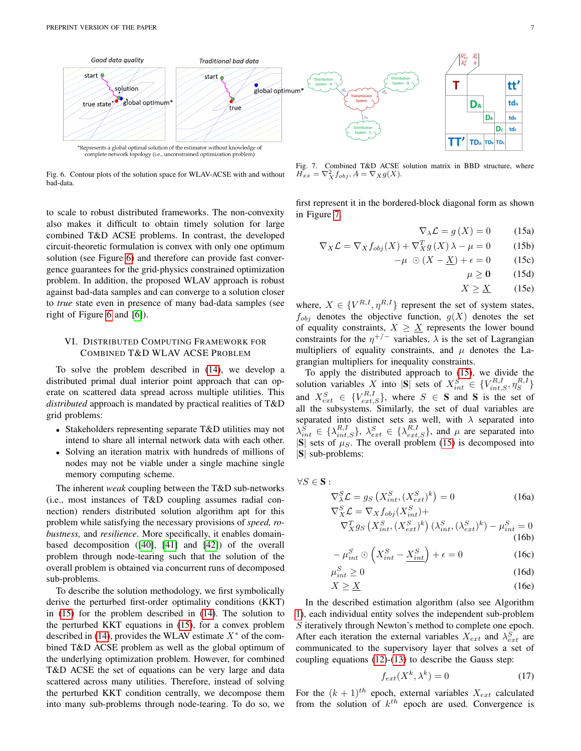*Represents a global optimal solution of the estimator without knowledge of complete network topology (i.e., unconstrained optimization problem)

Fig. 6. Contour plots of the solution space for WLAV-ACSE with and without bad-data.

Fig. 7. Combined T&D ACSE solution matrix in BBD structure, where $H_{xx} = \nabla_X^2 f_{obj}, A = \nabla_X g(X)$.

to scale to robust distributed frameworks. The non-convexity also makes it difficult to obtain timely solution for large combined T&D ACSE problems. In contrast, the developed circuit-theoretic formulation is convex with only one optimum solution (see Figure 6) and therefore can provide fast convergence guarantees for the grid-physics constrained optimization problem. In addition, the proposed WLAV approach is robust against bad-data samples and can converge to a solution closer to *true* state even in presence of many bad-data samples (see right of Figure 6 and [6]).

## VI. Distributed Computing Framework for Combined T&D WLAV ACSE Problem

To solve the problem described in (14), we develop a distributed primal dual interior point approach that can operate on scattered data spread across multiple utilities. This *distributed* approach is mandated by practical realities of T&D grid problems:

- Stakeholders representing separate T&D utilities may not intend to share all internal network data with each other.
- Solving an iteration matrix with hundreds of millions of nodes may not be viable under a single machine single memory computing scheme.

The inherent *weak* coupling between the T&D sub-networks (i.e., most instances of T&D coupling assumes radial connection) renders distributed solution algorithm apt for this problem while satisfying the necessary provisions of *speed, robustness,* and *resilience*. More specifically, it enables domain-based decomposition ([40], [41] and [42]) of the overall problem through node-tearing such that the solution of the overall problem is obtained via concurrent runs of decomposed sub-problems.

To describe the solution methodology, we first symbolically derive the perturbed first-order optimality conditions (KKT) in (15) for the problem described in (14). The solution to the perturbed KKT equations in (15), for a convex problem described in (14), provides the WLAV estimate $X^*$ of the combined T&D ACSE problem as well as the global optimum of the underlying optimization problem. However, for combined T&D ACSE the set of equations can be very large and data scattered across many utilities. Therefore, instead of solving the perturbed KKT condition centrally, we decompose them into many sub-problems through node-tearing. To do so, we first represent it in the bordered-block diagonal form as shown in Figure 7.

$$\nabla_\lambda \mathcal{L} = g(X) = 0 \tag{15a}$$

$$\nabla_X \mathcal{L} = \nabla_X f_{obj}(X) + \nabla_X^T g(X)\,\lambda - \mu = 0 \tag{15b}$$

$$-\mu \odot (X - \underline{X}) + \epsilon = 0 \tag{15c}$$

$$\mu \geq \mathbf{0} \tag{15d}$$

$$X \geq \underline{X} \tag{15e}$$

where, $X \in \{V^{R,I}, \eta^{R,I}\}$ represent the set of system states, $f_{obj}$ denotes the objective function, $g(X)$ denotes the set of equality constraints, $X \geq \underline{X}$ represents the lower bound constraints for the $\eta^{+/-}$ variables, $\lambda$ is the set of Lagrangian multipliers of equality constraints, and $\mu$ denotes the Lagrangian multipliers for inequality constraints.

To apply the distributed approach to (15), we divide the solution variables $X$ into $|\mathbf{S}|$ sets of $X_{int}^S \in \{V_{int,S}^{R,I}, \eta_S^{R,I}\}$ and $X_{ext}^S \in \{V_{ext,S}^{R,I}\}$, where $S \in \mathbf{S}$ and $\mathbf{S}$ is the set of all the subsystems. Similarly, the set of dual variables are separated into distinct sets as well, with $\lambda$ separated into $\lambda_{int}^S \in \{\lambda_{int,S}^{R,I}\}$, $\lambda_{ext}^S \in \{\lambda_{ext,S}^{R,I}\}$, and $\mu$ are separated into $|\mathbf{S}|$ sets of $\mu_S$. The overall problem (15) is decomposed into $|\mathbf{S}|$ sub-problems:

$\forall S \in \mathbf{S}$:

$$\nabla_\lambda^S \mathcal{L} = g_S\left(X_{int}^S, (X_{ext}^S)^k\right) = 0 \tag{16a}$$

$$\nabla_X^S \mathcal{L} = \nabla_X f_{obj}(X_{int}^S) + \nabla_X^T g_S\left(X_{int}^S, (X_{ext}^S)^k\right)\left(\lambda_{int}^S, (\lambda_{ext}^S)^k\right) - \mu_{int}^S = 0 \tag{16b}$$

$$-\mu_{int}^S \odot \left(X_{int}^S - \underline{X_{int}^S}\right) + \epsilon = 0 \tag{16c}$$

$$\mu_{int}^S \geq 0 \tag{16d}$$

$$X \geq \underline{X} \tag{16e}$$

In the described estimation algorithm (also see Algorithm 1), each individual entity solves the independent sub-problem $S$ iteratively through Newton's method to complete one epoch. After each iteration the external variables $X_{ext}$ and $\lambda_{ext}^S$ are communicated to the supervisory layer that solves a set of coupling equations (12)-(13) to describe the Gauss step:

$$f_{ext}(X^k, \lambda^k) = 0 \tag{17}$$

For the $(k+1)^{th}$ epoch, external variables $X_{ext}$ calculated from the solution of $k^{th}$ epoch are used. Convergence is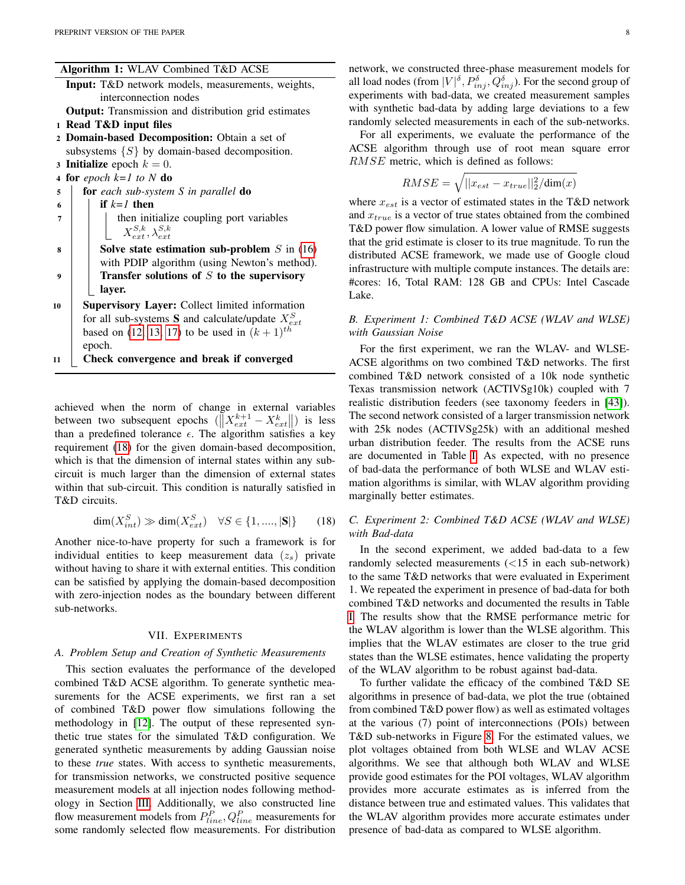**Algorithm 1:** WLAV Combined T&D ACSE

**Input:** T&D network models, measurements, weights, interconnection nodes

**Output:** Transmission and distribution grid estimates

1. **Read T&D input files**
2. **Domain-based Decomposition:** Obtain a set of subsystems $\{S\}$ by domain-based decomposition.
3. **Initialize** epoch $k = 0$.
4. **for** *epoch k=1 to N* **do**
5. &nbsp;&nbsp;&nbsp;&nbsp;**for** *each sub-system S in parallel* **do**
6. &nbsp;&nbsp;&nbsp;&nbsp;&nbsp;&nbsp;&nbsp;&nbsp;**if** *k=1* **then**
7. &nbsp;&nbsp;&nbsp;&nbsp;&nbsp;&nbsp;&nbsp;&nbsp;&nbsp;&nbsp;&nbsp;&nbsp;then initialize coupling port variables $X_{ext}^{S,k}, \lambda_{ext}^{S,k}$
8. &nbsp;&nbsp;&nbsp;&nbsp;&nbsp;&nbsp;&nbsp;&nbsp;**Solve state estimation sub-problem** $S$ in (16) with PDIP algorithm (using Newton's method).
9. &nbsp;&nbsp;&nbsp;&nbsp;&nbsp;&nbsp;&nbsp;&nbsp;**Transfer solutions of** $S$ **to the supervisory layer.**
10. &nbsp;&nbsp;&nbsp;&nbsp;**Supervisory Layer:** Collect limited information for all sub-systems **S** and calculate/update $X_{ext}^{S}$ based on (12, 13, 17) to be used in $(k+1)^{th}$ epoch.
11. &nbsp;&nbsp;&nbsp;&nbsp;**Check convergence and break if converged**

achieved when the norm of change in external variables between two subsequent epochs ($\left\|X_{ext}^{k+1} - X_{ext}^{k}\right\|$) is less than a predefined tolerance $\epsilon$. The algorithm satisfies a key requirement (18) for the given domain-based decomposition, which is that the dimension of internal states within any sub-circuit is much larger than the dimension of external states within that sub-circuit. This condition is naturally satisfied in T&D circuits.

$$\dim(X_{int}^{S}) \gg \dim(X_{ext}^{S}) \quad \forall S \in \{1, ...., |\mathbf{S}|\} \qquad (18)$$

Another nice-to-have property for such a framework is for individual entities to keep measurement data ($z_s$) private without having to share it with external entities. This condition can be satisfied by applying the domain-based decomposition with zero-injection nodes as the boundary between different sub-networks.

## VII. Experiments

### A. Problem Setup and Creation of Synthetic Measurements

This section evaluates the performance of the developed combined T&D ACSE algorithm. To generate synthetic measurements for the ACSE experiments, we first ran a set of combined T&D power flow simulations following the methodology in [12]. The output of these represented synthetic true states for the simulated T&D configuration. We generated synthetic measurements by adding Gaussian noise to these *true* states. With access to synthetic measurements, for transmission networks, we constructed positive sequence measurement models at all injection nodes following methodology in Section III. Additionally, we also constructed line flow measurement models from $P_{line}^{P}, Q_{line}^{P}$ measurements for some randomly selected flow measurements. For distribution network, we constructed three-phase measurement models for all load nodes (from $|V|^{\delta}, P_{inj}^{\delta}, Q_{inj}^{\delta}$). For the second group of experiments with bad-data, we created measurement samples with synthetic bad-data by adding large deviations to a few randomly selected measurements in each of the sub-networks.

For all experiments, we evaluate the performance of the ACSE algorithm through use of root mean square error $RMSE$ metric, which is defined as follows:

$$RMSE = \sqrt{||x_{est} - x_{true}||_2^2 / \dim(x)}$$

where $x_{est}$ is a vector of estimated states in the T&D network and $x_{true}$ is a vector of true states obtained from the combined T&D power flow simulation. A lower value of RMSE suggests that the grid estimate is closer to its true magnitude. To run the distributed ACSE framework, we made use of Google cloud infrastructure with multiple compute instances. The details are: #cores: 16, Total RAM: 128 GB and CPUs: Intel Cascade Lake.

### B. Experiment 1: Combined T&D ACSE (WLAV and WLSE) with Gaussian Noise

For the first experiment, we ran the WLAV- and WLSE-ACSE algorithms on two combined T&D networks. The first combined T&D network consisted of a 10k node synthetic Texas transmission network (ACTIVSg10k) coupled with 7 realistic distribution feeders (see taxonomy feeders in [43]). The second network consisted of a larger transmission network with 25k nodes (ACTIVSg25k) with an additional meshed urban distribution feeder. The results from the ACSE runs are documented in Table I. As expected, with no presence of bad-data the performance of both WLSE and WLAV estimation algorithms is similar, with WLAV algorithm providing marginally better estimates.

### C. Experiment 2: Combined T&D ACSE (WLAV and WLSE) with Bad-data

In the second experiment, we added bad-data to a few randomly selected measurements (<15 in each sub-network) to the same T&D networks that were evaluated in Experiment 1. We repeated the experiment in presence of bad-data for both combined T&D networks and documented the results in Table I. The results show that the RMSE performance metric for the WLAV algorithm is lower than the WLSE algorithm. This implies that the WLAV estimates are closer to the true grid states than the WLSE estimates, hence validating the property of the WLAV algorithm to be robust against bad-data.

To further validate the efficacy of the combined T&D SE algorithms in presence of bad-data, we plot the true (obtained from combined T&D power flow) as well as estimated voltages at the various (7) point of interconnections (POIs) between T&D sub-networks in Figure 8. For the estimated values, we plot voltages obtained from both WLSE and WLAV ACSE algorithms. We see that although both WLAV and WLSE provide good estimates for the POI voltages, WLAV algorithm provides more accurate estimates as is inferred from the distance between true and estimated values. This validates that the WLAV algorithm provides more accurate estimates under presence of bad-data as compared to WLSE algorithm.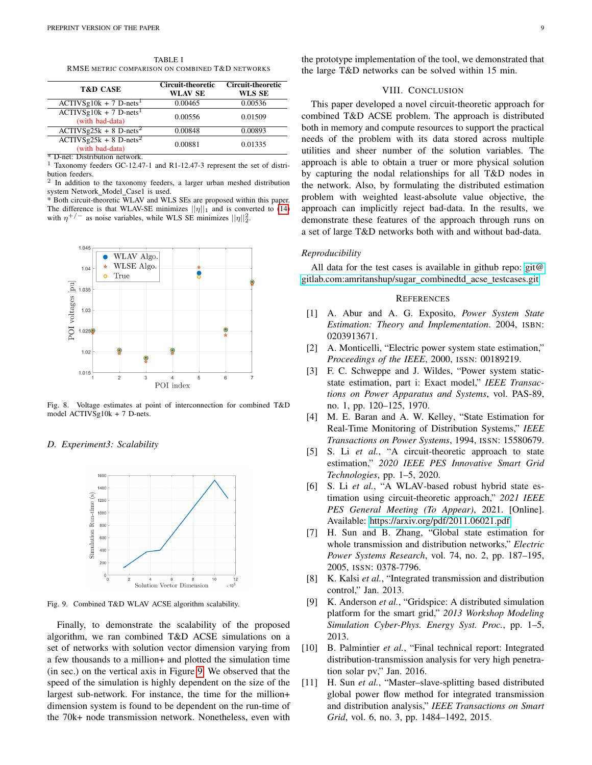TABLE I
RMSE METRIC COMPARISON ON COMBINED T&D NETWORKS

| T&D CASE | Circuit-theoretic WLAV SE | Circuit-theoretic WLS SE |
|---|---|---|
| ACTIVSg10k + 7 D-nets[1] | 0.00465 | 0.00536 |
| ACTIVSg10k + 7 D-nets[1] (with bad-data) | 0.00556 | 0.01509 |
| ACTIVSg25k + 8 D-nets[2] | 0.00848 | 0.00893 |
| ACTIVSg25k + 8 D-nets[2] (with bad-data) | 0.00881 | 0.01335 |

* D-net: Distribution network.
[1] Taxonomy feeders GC-12.47-1 and R1-12.47-3 represent the set of distribution feeders.
[2] In addition to the taxonomy feeders, a larger urban meshed distribution system Network_Model_Case1 is used.
* Both circuit-theoretic WLAV and WLS SEs are proposed within this paper. The difference is that WLAV-SE minimizes $||\eta||_1$ and is converted to (14) with $\eta^{+/-}$ as noise variables, while WLS SE minimizes $||\eta||_2^2$.

Fig. 8. Voltage estimates at point of interconnection for combined T&D model ACTIVSg10k + 7 D-nets.

### D. Experiment3: Scalability

Fig. 9. Combined T&D WLAV ACSE algorithm scalability.

Finally, to demonstrate the scalability of the proposed algorithm, we ran combined T&D ACSE simulations on a set of networks with solution vector dimension varying from a few thousands to a million+ and plotted the simulation time (in sec.) on the vertical axis in Figure 9. We observed that the speed of the simulation is highly dependent on the size of the largest sub-network. For instance, the time for the million+ dimension system is found to be dependent on the run-time of the 70k+ node transmission network. Nonetheless, even with the prototype implementation of the tool, we demonstrated that the large T&D networks can be solved within 15 min.

## VIII. CONCLUSION

This paper developed a novel circuit-theoretic approach for combined T&D ACSE problem. The approach is distributed both in memory and compute resources to support the practical needs of the problem with its data stored across multiple utilities and sheer number of the solution variables. The approach is able to obtain a truer or more physical solution by capturing the nodal relationships for all T&D nodes in the network. Also, by formulating the distributed estimation problem with weighted least-absolute value objective, the approach can implicitly reject bad-data. In the results, we demonstrate these features of the approach through runs on a set of large T&D networks both with and without bad-data.

### Reproducibility

All data for the test cases is available in github repo: git@gitlab.com:amritanshup/sugar_combinedtd_acse_testcases.git

## REFERENCES

[1] A. Abur and A. G. Exposito, *Power System State Estimation: Theory and Implementation*. 2004, ISBN: 0203913671.

[2] A. Monticelli, "Electric power system state estimation," *Proceedings of the IEEE*, 2000, ISSN: 00189219.

[3] F. C. Schweppe and J. Wildes, "Power system static-state estimation, part i: Exact model," *IEEE Transactions on Power Apparatus and Systems*, vol. PAS-89, no. 1, pp. 120–125, 1970.

[4] M. E. Baran and A. W. Kelley, "State Estimation for Real-Time Monitoring of Distribution Systems," *IEEE Transactions on Power Systems*, 1994, ISSN: 15580679.

[5] S. Li *et al.*, "A circuit-theoretic approach to state estimation," *2020 IEEE PES Innovative Smart Grid Technologies*, pp. 1–5, 2020.

[6] S. Li *et al.*, "A WLAV-based robust hybrid state estimation using circuit-theoretic approach," *2021 IEEE PES General Meeting (To Appear)*, 2021. [Online]. Available: https://arxiv.org/pdf/2011.06021.pdf

[7] H. Sun and B. Zhang, "Global state estimation for whole transmission and distribution networks," *Electric Power Systems Research*, vol. 74, no. 2, pp. 187–195, 2005, ISSN: 0378-7796.

[8] K. Kalsi *et al.*, "Integrated transmission and distribution control," Jan. 2013.

[9] K. Anderson *et al.*, "Gridspice: A distributed simulation platform for the smart grid," *2013 Workshop Modeling Simulation Cyber-Phys. Energy Syst. Proc.*, pp. 1–5, 2013.

[10] B. Palmintier *et al.*, "Final technical report: Integrated distribution-transmission analysis for very high penetration solar pv," Jan. 2016.

[11] H. Sun *et al.*, "Master–slave-splitting based distributed global power flow method for integrated transmission and distribution analysis," *IEEE Transactions on Smart Grid*, vol. 6, no. 3, pp. 1484–1492, 2015.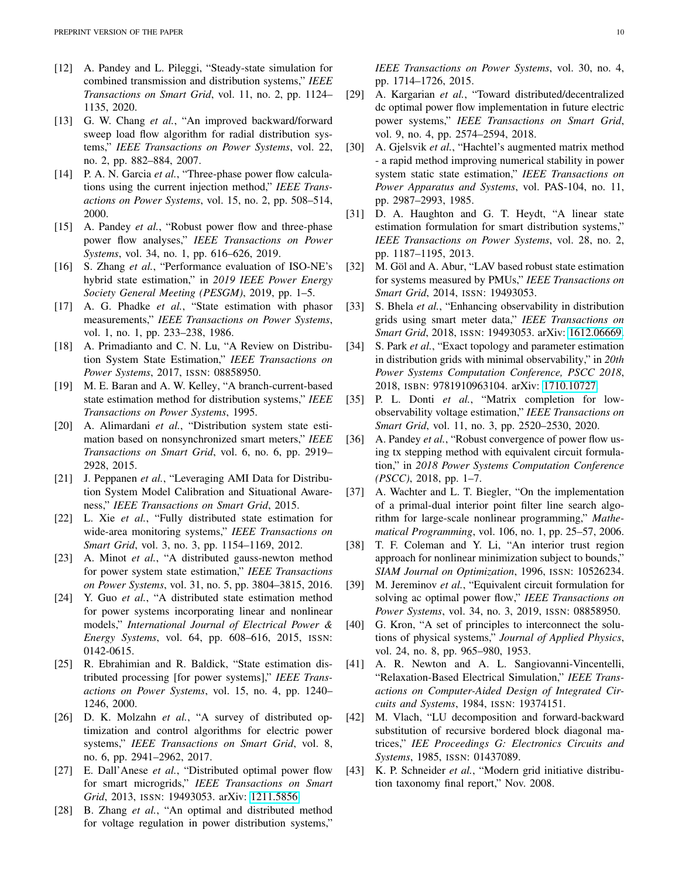[12] A. Pandey and L. Pileggi, "Steady-state simulation for combined transmission and distribution systems," *IEEE Transactions on Smart Grid*, vol. 11, no. 2, pp. 1124–1135, 2020.

[13] G. W. Chang *et al.*, "An improved backward/forward sweep load flow algorithm for radial distribution systems," *IEEE Transactions on Power Systems*, vol. 22, no. 2, pp. 882–884, 2007.

[14] P. A. N. Garcia *et al.*, "Three-phase power flow calculations using the current injection method," *IEEE Transactions on Power Systems*, vol. 15, no. 2, pp. 508–514, 2000.

[15] A. Pandey *et al.*, "Robust power flow and three-phase power flow analyses," *IEEE Transactions on Power Systems*, vol. 34, no. 1, pp. 616–626, 2019.

[16] S. Zhang *et al.*, "Performance evaluation of ISO-NE's hybrid state estimation," in *2019 IEEE Power Energy Society General Meeting (PESGM)*, 2019, pp. 1–5.

[17] A. G. Phadke *et al.*, "State estimation with phasor measurements," *IEEE Transactions on Power Systems*, vol. 1, no. 1, pp. 233–238, 1986.

[18] A. Primadianto and C. N. Lu, "A Review on Distribution System State Estimation," *IEEE Transactions on Power Systems*, 2017, ISSN: 08858950.

[19] M. E. Baran and A. W. Kelley, "A branch-current-based state estimation method for distribution systems," *IEEE Transactions on Power Systems*, 1995.

[20] A. Alimardani *et al.*, "Distribution system state estimation based on nonsynchronized smart meters," *IEEE Transactions on Smart Grid*, vol. 6, no. 6, pp. 2919–2928, 2015.

[21] J. Peppanen *et al.*, "Leveraging AMI Data for Distribution System Model Calibration and Situational Awareness," *IEEE Transactions on Smart Grid*, 2015.

[22] L. Xie *et al.*, "Fully distributed state estimation for wide-area monitoring systems," *IEEE Transactions on Smart Grid*, vol. 3, no. 3, pp. 1154–1169, 2012.

[23] A. Minot *et al.*, "A distributed gauss-newton method for power system state estimation," *IEEE Transactions on Power Systems*, vol. 31, no. 5, pp. 3804–3815, 2016.

[24] Y. Guo *et al.*, "A distributed state estimation method for power systems incorporating linear and nonlinear models," *International Journal of Electrical Power & Energy Systems*, vol. 64, pp. 608–616, 2015, ISSN: 0142-0615.

[25] R. Ebrahimian and R. Baldick, "State estimation distributed processing [for power systems]," *IEEE Transactions on Power Systems*, vol. 15, no. 4, pp. 1240–1246, 2000.

[26] D. K. Molzahn *et al.*, "A survey of distributed optimization and control algorithms for electric power systems," *IEEE Transactions on Smart Grid*, vol. 8, no. 6, pp. 2941–2962, 2017.

[27] E. Dall'Anese *et al.*, "Distributed optimal power flow for smart microgrids," *IEEE Transactions on Smart Grid*, 2013, ISSN: 19493053. arXiv: 1211.5856.

[28] B. Zhang *et al.*, "An optimal and distributed method for voltage regulation in power distribution systems," *IEEE Transactions on Power Systems*, vol. 30, no. 4, pp. 1714–1726, 2015.

[29] A. Kargarian *et al.*, "Toward distributed/decentralized dc optimal power flow implementation in future electric power systems," *IEEE Transactions on Smart Grid*, vol. 9, no. 4, pp. 2574–2594, 2018.

[30] A. Gjelsvik *et al.*, "Hachtel's augmented matrix method - a rapid method improving numerical stability in power system static state estimation," *IEEE Transactions on Power Apparatus and Systems*, vol. PAS-104, no. 11, pp. 2987–2993, 1985.

[31] D. A. Haughton and G. T. Heydt, "A linear state estimation formulation for smart distribution systems," *IEEE Transactions on Power Systems*, vol. 28, no. 2, pp. 1187–1195, 2013.

[32] M. Göl and A. Abur, "LAV based robust state estimation for systems measured by PMUs," *IEEE Transactions on Smart Grid*, 2014, ISSN: 19493053.

[33] S. Bhela *et al.*, "Enhancing observability in distribution grids using smart meter data," *IEEE Transactions on Smart Grid*, 2018, ISSN: 19493053. arXiv: 1612.06669.

[34] S. Park *et al.*, "Exact topology and parameter estimation in distribution grids with minimal observability," in *20th Power Systems Computation Conference, PSCC 2018*, 2018, ISBN: 9781910963104. arXiv: 1710.10727.

[35] P. L. Donti *et al.*, "Matrix completion for low-observability voltage estimation," *IEEE Transactions on Smart Grid*, vol. 11, no. 3, pp. 2520–2530, 2020.

[36] A. Pandey *et al.*, "Robust convergence of power flow using tx stepping method with equivalent circuit formulation," in *2018 Power Systems Computation Conference (PSCC)*, 2018, pp. 1–7.

[37] A. Wachter and L. T. Biegler, "On the implementation of a primal-dual interior point filter line search algorithm for large-scale nonlinear programming," *Mathematical Programming*, vol. 106, no. 1, pp. 25–57, 2006.

[38] T. F. Coleman and Y. Li, "An interior trust region approach for nonlinear minimization subject to bounds," *SIAM Journal on Optimization*, 1996, ISSN: 10526234.

[39] M. Jereminov *et al.*, "Equivalent circuit formulation for solving ac optimal power flow," *IEEE Transactions on Power Systems*, vol. 34, no. 3, 2019, ISSN: 08858950.

[40] G. Kron, "A set of principles to interconnect the solutions of physical systems," *Journal of Applied Physics*, vol. 24, no. 8, pp. 965–980, 1953.

[41] A. R. Newton and A. L. Sangiovanni-Vincentelli, "Relaxation-Based Electrical Simulation," *IEEE Transactions on Computer-Aided Design of Integrated Circuits and Systems*, 1984, ISSN: 19374151.

[42] M. Vlach, "LU decomposition and forward-backward substitution of recursive bordered block diagonal matrices," *IEE Proceedings G: Electronics Circuits and Systems*, 1985, ISSN: 01437089.

[43] K. P. Schneider *et al.*, "Modern grid initiative distribution taxonomy final report," Nov. 2008.